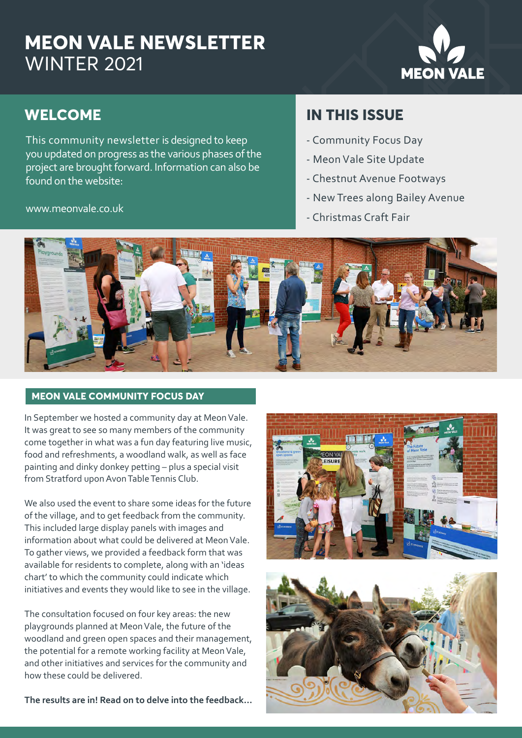# MEON VALE NEWSLETTER

WINTER 2021

## WELCOME

This community newsletter is designed to keep you updated on progress as the various phases of the project are brought forward. Information can also be found on the website:

www.meonvale.co.uk

## IN THIS ISSUE

- Community Focus Day
- Meon Vale Site Update
- Chestnut Avenue Footways
- New Trees along Bailey Avenue
- Christmas Craft Fair

## MEON VALE COMMUNITY FOCUS DAY

In September we hosted a community day at Meon Vale. It was great to see so many members of the community come together in what was a fun day featuring live music, food and refreshments, a woodland walk, as well as face painting and dinky donkey petting – plus a special visit from Stratford upon Avon Table Tennis Club.

We also used the event to share some ideas for the future of the village, and to get feedback from the community. This included large display panels with images and information about what could be delivered at Meon Vale. To gather views, we provided a feedback form that was available for residents to complete, along with an 'ideas chart' to which the community could indicate which initiatives and events they would like to see in the village.

The consultation focused on four key areas: the new playgrounds planned at Meon Vale, the future of the woodland and green open spaces and their management, the potential for a remote working facility at Meon Vale, and other initiatives and services for the community and how these could be delivered.

**The results are in! Read on to delve into the feedback...**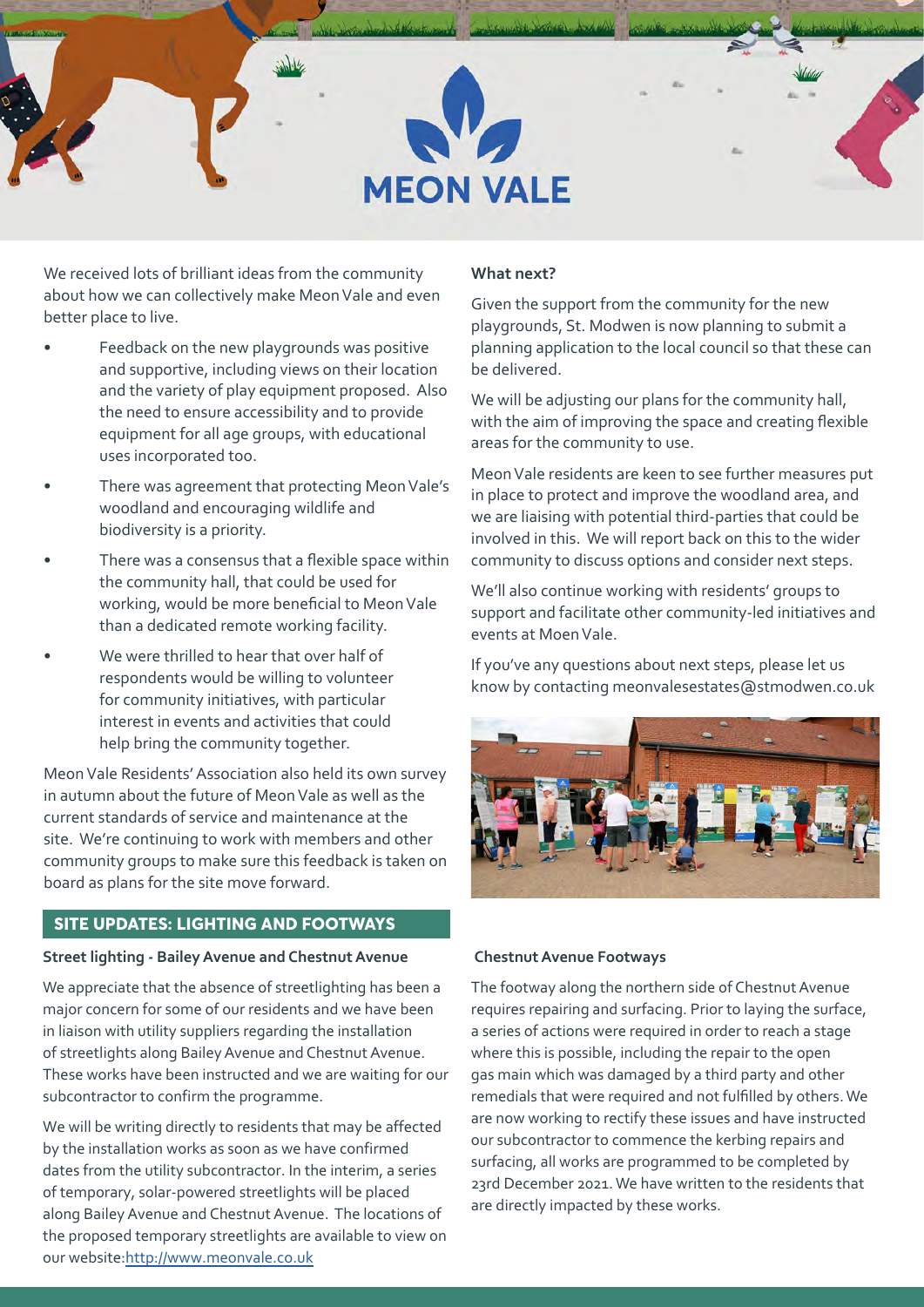# MEON VALE

We received lots of brilliant ideas from the community about how we can collectively make Meon Vale and even better place to live.

- Feedback on the new playgrounds was positive and supportive, including views on their location and the variety of play equipment proposed. Also the need to ensure accessibility and to provide equipment for all age groups, with educational uses incorporated too.
- There was agreement that protecting Meon Vale's woodland and encouraging wildlife and biodiversity is a priority.
- There was a consensus that a flexible space within the community hall, that could be used for working, would be more beneficial to Meon Vale than a dedicated remote working facility.
- We were thrilled to hear that over half of respondents would be willing to volunteer for community initiatives, with particular interest in events and activities that could help bring the community together.

Meon Vale Residents' Association also held its own survey in autumn about the future of Meon Vale as well as the current standards of service and maintenance at the site. We're continuing to work with members and other community groups to make sure this feedback is taken on board as plans for the site move forward.

**What next?**

Given the support from the community for the new playgrounds, St. Modwen is now planning to submit a planning application to the local council so that these can be delivered.

We will be adjusting our plans for the community hall, with the aim of improving the space and creating flexible areas for the community to use.

Meon Vale residents are keen to see further measures put in place to protect and improve the woodland area, and we are liaising with potential third-parties that could be involved in this. We will report back on this to the wider community to discuss options and consider next steps.

We'll also continue working with residents' groups to support and facilitate other community-led initiatives and events at Moen Vale.

If you've any questions about next steps, please let us know by contacting meonvalesestates@stmodwen.co.uk

## SITE UPDATES: LIGHTING AND FOOTWAYS

**Street lighting - Bailey Avenue and Chestnut Avenue**

We appreciate that the absence of streetlighting has been a major concern for some of our residents and we have been in liaison with utility suppliers regarding the installation of streetlights along Bailey Avenue and Chestnut Avenue. These works have been instructed and we are waiting for our subcontractor to confirm the programme.

We will be writing directly to residents that may be affected by the installation works as soon as we have confirmed dates from the utility subcontractor. In the interim, a series of temporary, solar-powered streetlights will be placed along Bailey Avenue and Chestnut Avenue. The locations of the proposed temporary streetlights are available to view on our website: http://www.meonvale.co.uk

**Chestnut Avenue Footways**

The footway along the northern side of Chestnut Avenue requires repairing and surfacing. Prior to laying the surface, a series of actions were required in order to reach a stage where this is possible, including the repair to the open gas main which was damaged by a third party and other remedials that were required and not fulfilled by others. We are now working to rectify these issues and have instructed our subcontractor to commence the kerbing repairs and surfacing, all works are programmed to be completed by 23rd December 2021. We have written to the residents that are directly impacted by these works.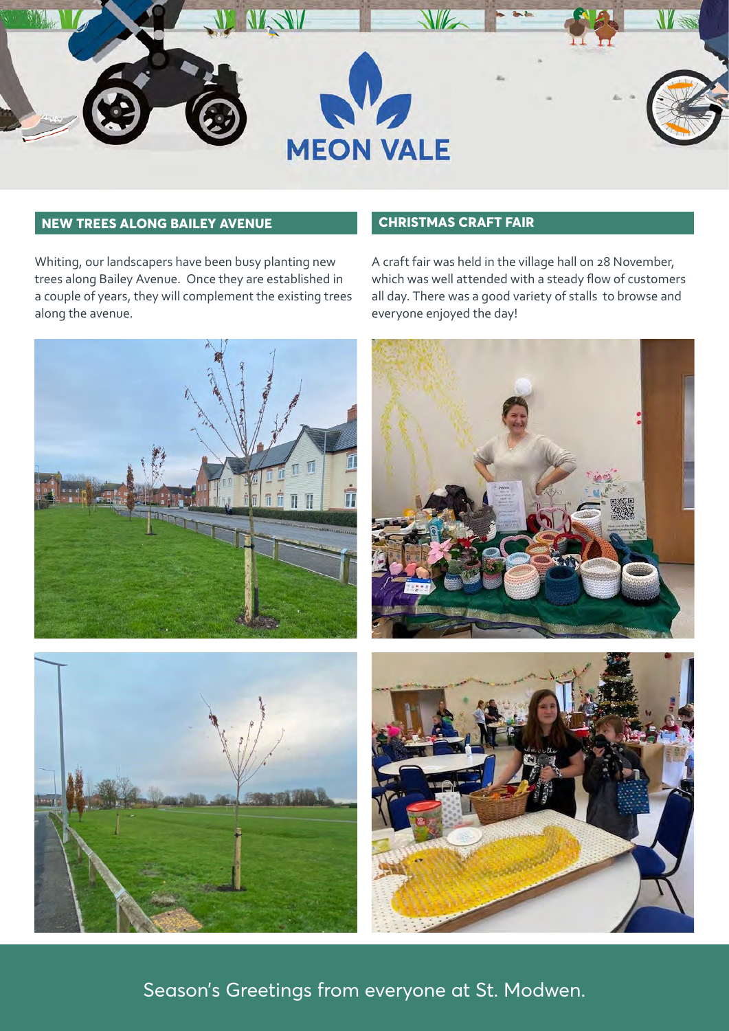# MEON VALE

## NEW TREES ALONG BAILEY AVENUE

Whiting, our landscapers have been busy planting new trees along Bailey Avenue. Once they are established in a couple of years, they will complement the existing trees along the avenue.

## CHRISTMAS CRAFT FAIR

A craft fair was held in the village hall on 28 November, which was well attended with a steady flow of customers all day. There was a good variety of stalls to browse and everyone enjoyed the day!

Season's Greetings from everyone at St. Modwen.